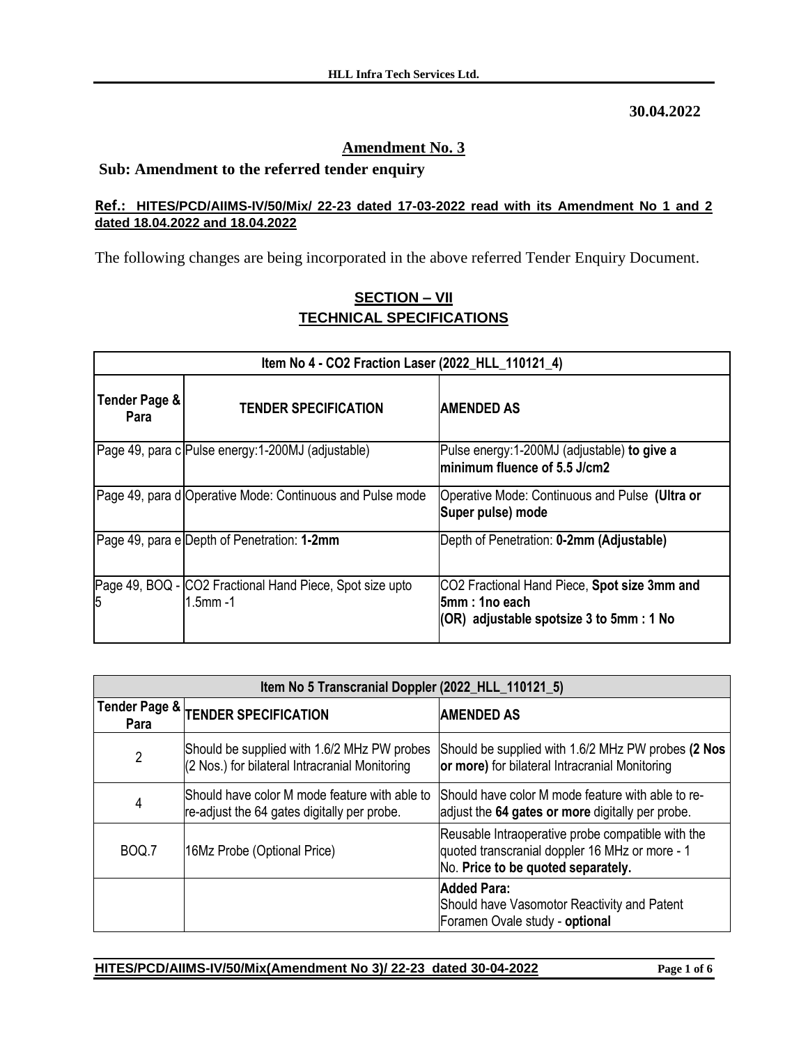**30.04.2022**

## Amendment No. 3

**Sub: Amendment to the referred tender enquiry**

**Ref.: HITES/PCD/AIIMS-IV/50/Mix/ 22-23 dated 17-03-2022 read with its Amendment No 1 and 2 dated 18.04.2022 and 18.04.2022**

The following changes are being incorporated in the above referred Tender Enquiry Document.

## SECTION – VII
## TECHNICAL SPECIFICATIONS

| Item No 4 - CO2 Fraction Laser (2022_HLL_110121_4) | | |
|---|---|---|
| **Tender Page & Para** | **TENDER SPECIFICATION** | **AMENDED AS** |
| Page 49, para c | Pulse energy:1-200MJ (adjustable) | Pulse energy:1-200MJ (adjustable) **to give a minimum fluence of 5.5 J/cm2** |
| Page 49, para d | Operative Mode: Continuous and Pulse mode | Operative Mode: Continuous and Pulse **(Ultra or Super pulse) mode** |
| Page 49, para e | Depth of Penetration: **1-2mm** | Depth of Penetration: **0-2mm (Adjustable)** |
| Page 49, BOQ - 5 | CO2 Fractional Hand Piece, Spot size upto 1.5mm -1 | CO2 Fractional Hand Piece, **Spot size 3mm and 5mm : 1no each (OR) adjustable spotsize 3 to 5mm : 1 No** |

| Item No 5 Transcranial Doppler (2022_HLL_110121_5) | | |
|---|---|---|
| **Tender Page & Para** | **TENDER SPECIFICATION** | **AMENDED AS** |
| 2 | Should be supplied with 1.6/2 MHz PW probes (2 Nos.) for bilateral Intracranial Monitoring | Should be supplied with 1.6/2 MHz PW probes **(2 Nos or more)** for bilateral Intracranial Monitoring |
| 4 | Should have color M mode feature with able to re-adjust the 64 gates digitally per probe. | Should have color M mode feature with able to re-adjust the **64 gates or more** digitally per probe. |
| BOQ.7 | 16Mz Probe (Optional Price) | Reusable Intraoperative probe compatible with the quoted transcranial doppler 16 MHz or more - 1 No. **Price to be quoted separately.** |
| | | **Added Para:** Should have Vasomotor Reactivity and Patent Foramen Ovale study - **optional** |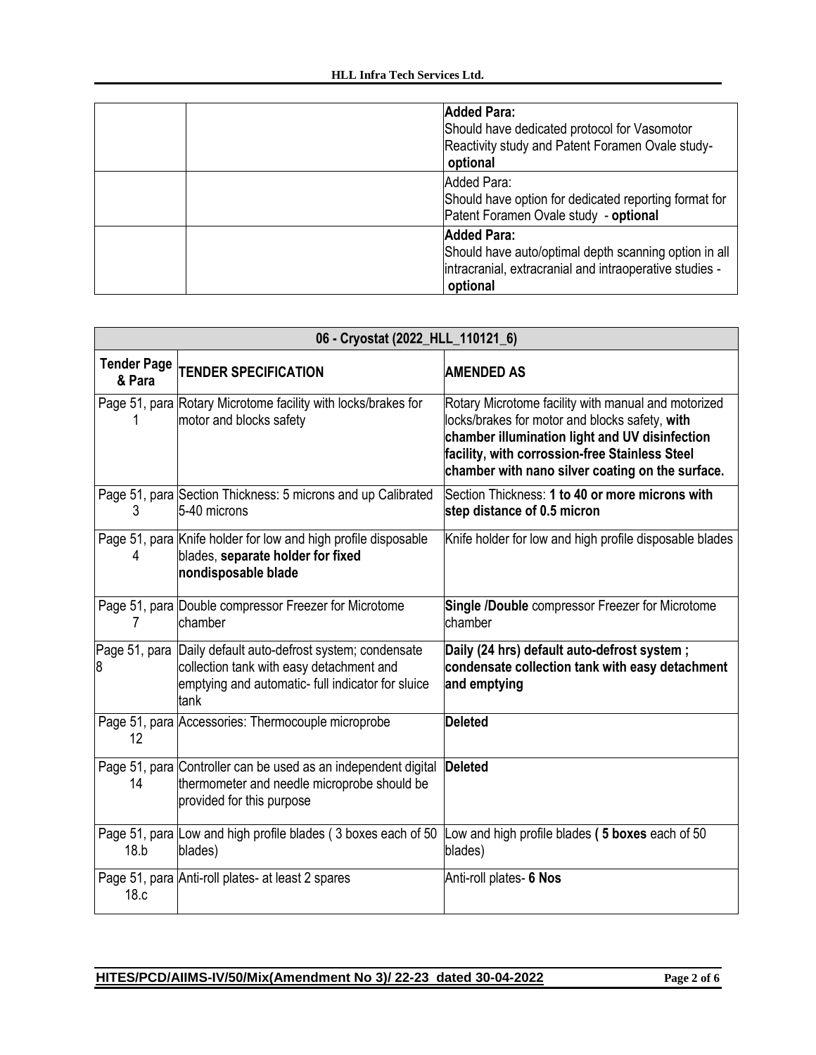| | | |
|---|---|---|
| | | **Added Para:** Should have dedicated protocol for Vasomotor Reactivity study and Patent Foramen Ovale study- **optional** |
| | | Added Para: Should have option for dedicated reporting format for Patent Foramen Ovale study - **optional** |
| | | **Added Para:** Should have auto/optimal depth scanning option in all intracranial, extracranial and intraoperative studies - **optional** |

| 06 - Cryostat (2022_HLL_110121_6) | | |
|---|---|---|
| **Tender Page & Para** | **TENDER SPECIFICATION** | **AMENDED AS** |
| Page 51, para 1 | Rotary Microtome facility with locks/brakes for motor and blocks safety | Rotary Microtome facility with manual and motorized locks/brakes for motor and blocks safety, **with chamber illumination light and UV disinfection facility, with corrossion-free Stainless Steel chamber with nano silver coating on the surface.** |
| Page 51, para 3 | Section Thickness: 5 microns and up Calibrated 5-40 microns | Section Thickness: **1 to 40 or more microns with step distance of 0.5 micron** |
| Page 51, para 4 | Knife holder for low and high profile disposable blades, **separate holder for fixed nondisposable blade** | Knife holder for low and high profile disposable blades |
| Page 51, para 7 | Double compressor Freezer for Microtome chamber | **Single /Double** compressor Freezer for Microtome chamber |
| Page 51, para 8 | Daily default auto-defrost system; condensate collection tank with easy detachment and emptying and automatic- full indicator for sluice tank | **Daily (24 hrs) default auto-defrost system ; condensate collection tank with easy detachment and emptying** |
| Page 51, para 12 | Accessories: Thermocouple microprobe | **Deleted** |
| Page 51, para 14 | Controller can be used as an independent digital thermometer and needle microprobe should be provided for this purpose | **Deleted** |
| Page 51, para 18.b | Low and high profile blades ( 3 boxes each of 50 blades) | Low and high profile blades **( 5 boxes** each of 50 blades) |
| Page 51, para 18.c | Anti-roll plates- at least 2 spares | Anti-roll plates- **6 Nos** |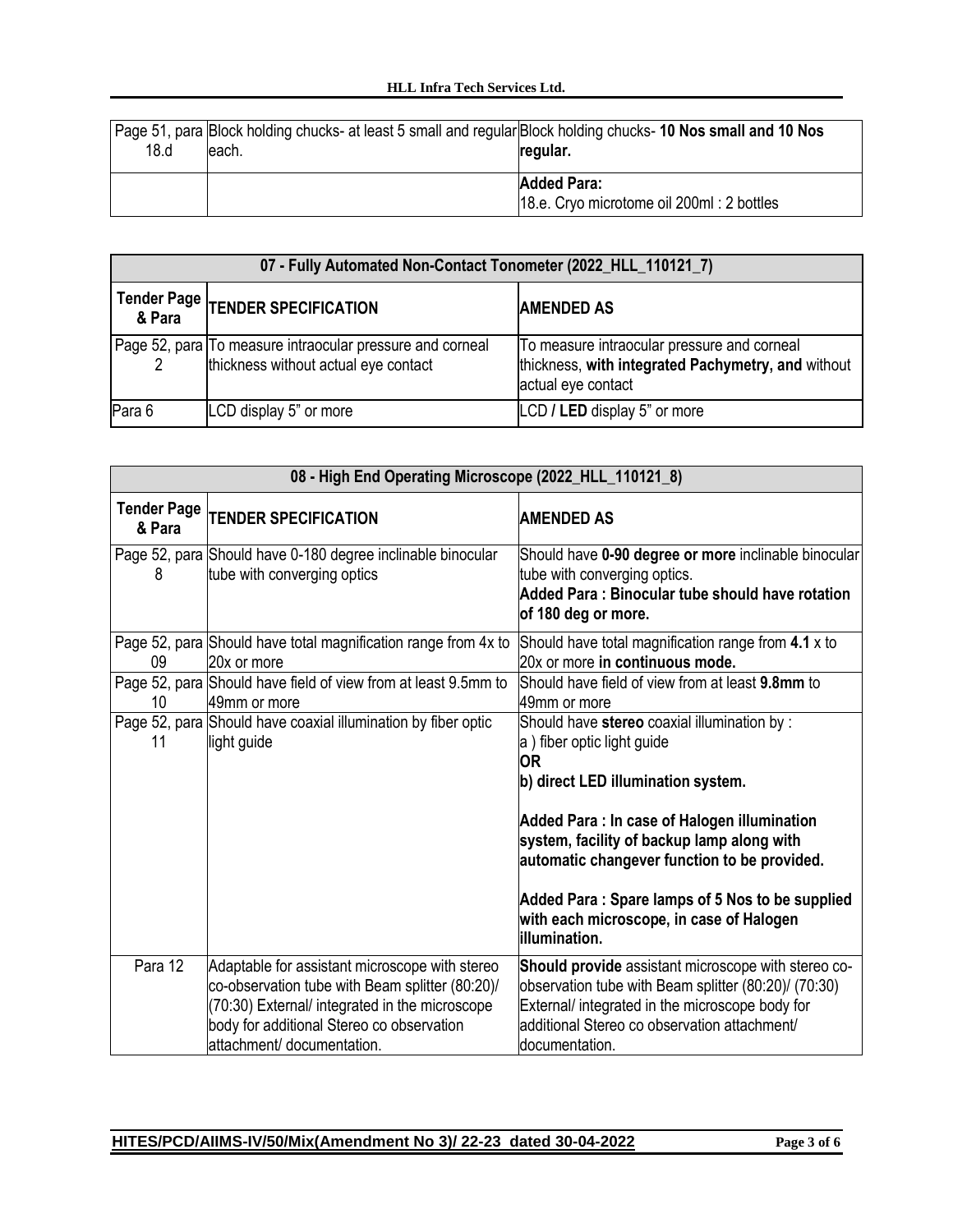| Page 51, para 18.d | Block holding chucks- at least 5 small and regular each. | Block holding chucks- **10 Nos small and 10 Nos regular.** |
|---|---|---|
| | | **Added Para:** 18.e. Cryo microtome oil 200ml : 2 bottles |

| **07 - Fully Automated Non-Contact Tonometer (2022_HLL_110121_7)** | | |
|---|---|---|
| **Tender Page & Para** | **TENDER SPECIFICATION** | **AMENDED AS** |
| Page 52, para 2 | To measure intraocular pressure and corneal thickness without actual eye contact | To measure intraocular pressure and corneal thickness, **with integrated Pachymetry, and** without actual eye contact |
| Para 6 | LCD display 5" or more | LCD **/ LED** display 5" or more |

| **08 - High End Operating Microscope (2022_HLL_110121_8)** | | |
|---|---|---|
| **Tender Page & Para** | **TENDER SPECIFICATION** | **AMENDED AS** |
| Page 52, para 8 | Should have 0-180 degree inclinable binocular tube with converging optics | Should have **0-90 degree or more** inclinable binocular tube with converging optics.<br>**Added Para : Binocular tube should have rotation of 180 deg or more.** |
| Page 52, para 09 | Should have total magnification range from 4x to 20x or more | Should have total magnification range from **4.1** x to 20x or more **in continuous mode.** |
| Page 52, para 10 | Should have field of view from at least 9.5mm to 49mm or more | Should have field of view from at least **9.8mm** to 49mm or more |
| Page 52, para 11 | Should have coaxial illumination by fiber optic light guide | Should have **stereo** coaxial illumination by :<br>a ) fiber optic light guide<br>**OR**<br>**b) direct LED illumination system.**<br><br>**Added Para : In case of Halogen illumination system, facility of backup lamp along with automatic changever function to be provided.**<br><br>**Added Para : Spare lamps of 5 Nos to be supplied with each microscope, in case of Halogen illumination.** |
| Para 12 | Adaptable for assistant microscope with stereo co-observation tube with Beam splitter (80:20)/ (70:30) External/ integrated in the microscope body for additional Stereo co observation attachment/ documentation. | **Should provide** assistant microscope with stereo co-observation tube with Beam splitter (80:20)/ (70:30) External/ integrated in the microscope body for additional Stereo co observation attachment/ documentation. |

HITES/PCD/AIIMS-IV/50/Mix(Amendment No 3)/ 22-23 dated 30-04-2022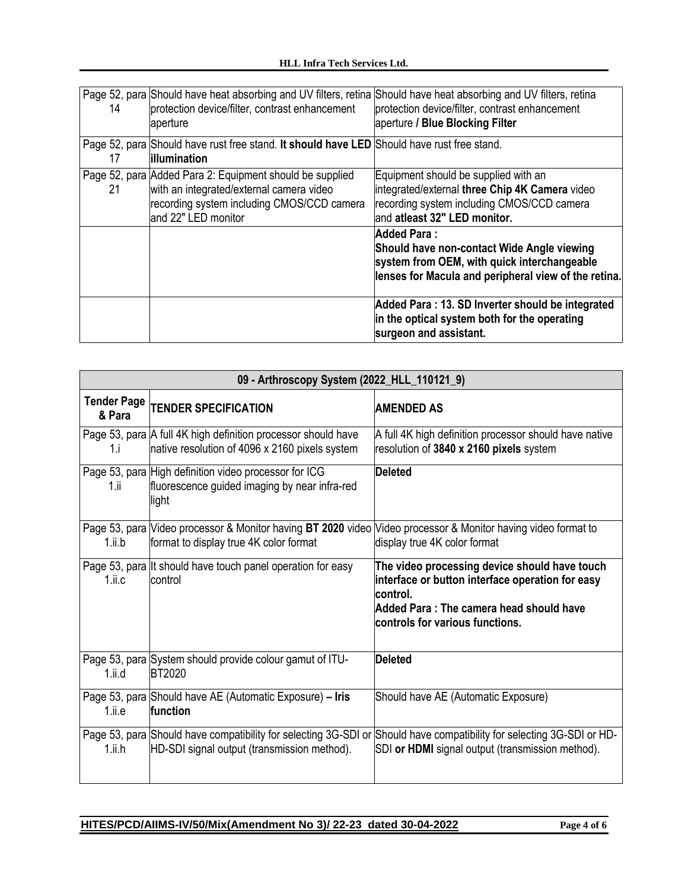| | | |
|---|---|---|
| Page 52, para 14 | Should have heat absorbing and UV filters, retina protection device/filter, contrast enhancement aperture | Should have heat absorbing and UV filters, retina protection device/filter, contrast enhancement aperture **/ Blue Blocking Filter** |
| Page 52, para 17 | Should have rust free stand. **It should have LED illumination** | Should have rust free stand. |
| Page 52, para 21 | Added Para 2: Equipment should be supplied with an integrated/external camera video recording system including CMOS/CCD camera and 22" LED monitor | Equipment should be supplied with an integrated/external **three Chip 4K Camera** video recording system including CMOS/CCD camera and **atleast 32" LED monitor.** |
| | | **Added Para : Should have non-contact Wide Angle viewing system from OEM, with quick interchangeable lenses for Macula and peripheral view of the retina.** |
| | | **Added Para : 13. SD Inverter should be integrated in the optical system both for the operating surgeon and assistant.** |

| **09 - Arthroscopy System (2022_HLL_110121_9)** | | |
|---|---|---|
| **Tender Page & Para** | **TENDER SPECIFICATION** | **AMENDED AS** |
| Page 53, para 1.i | A full 4K high definition processor should have native resolution of 4096 x 2160 pixels system | A full 4K high definition processor should have native resolution of **3840 x 2160 pixels** system |
| Page 53, para 1.ii | High definition video processor for ICG fluorescence guided imaging by near infra-red light | **Deleted** |
| Page 53, para 1.ii.b | Video processor & Monitor having **BT 2020** video format to display true 4K color format | Video processor & Monitor having video format to display true 4K color format |
| Page 53, para 1.ii.c | It should have touch panel operation for easy control | **The video processing device should have touch interface or button interface operation for easy control.** **Added Para : The camera head should have controls for various functions.** |
| Page 53, para 1.ii.d | System should provide colour gamut of ITU-BT2020 | **Deleted** |
| Page 53, para 1.ii.e | Should have AE (Automatic Exposure) **– Iris function** | Should have AE (Automatic Exposure) |
| Page 53, para 1.ii.h | Should have compatibility for selecting 3G-SDI or HD-SDI signal output (transmission method). | Should have compatibility for selecting 3G-SDI or HD-SDI **or HDMI** signal output (transmission method). |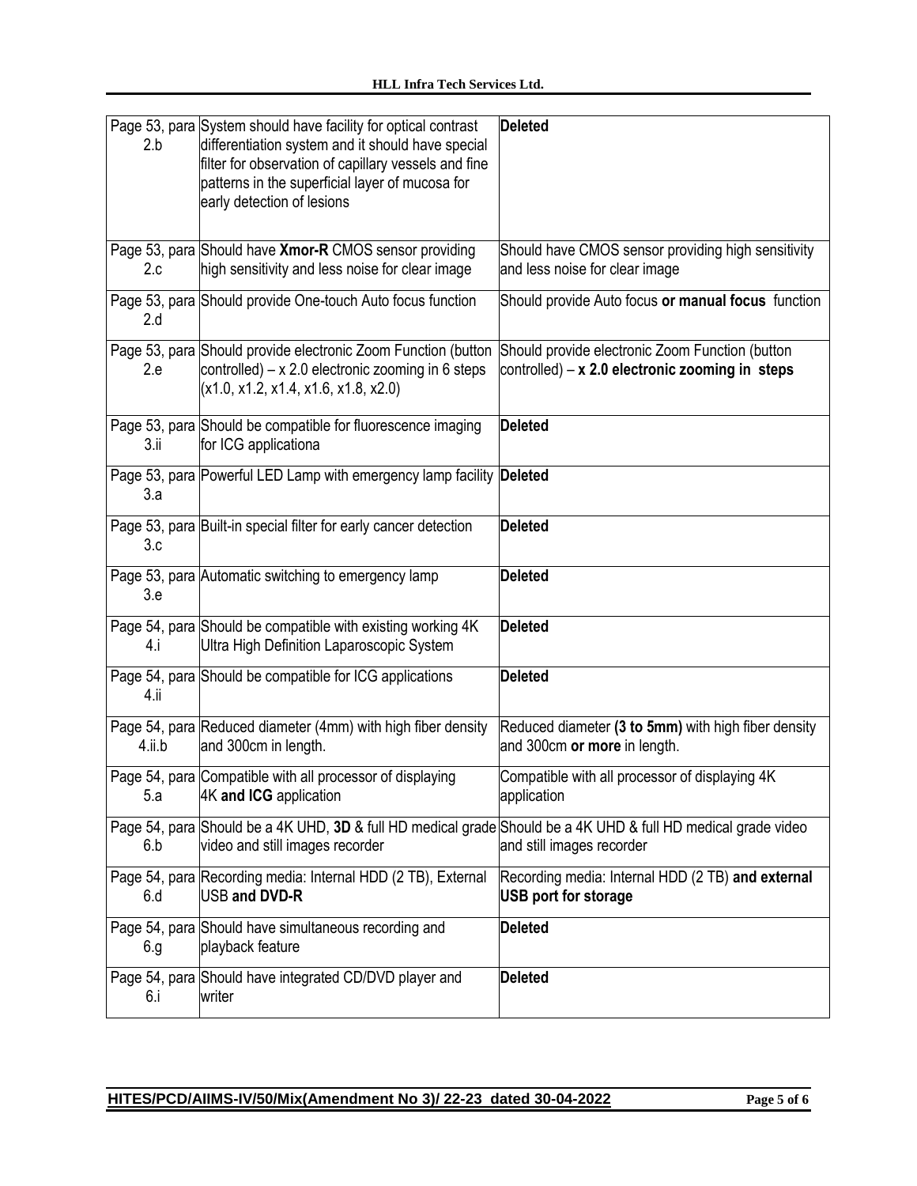| Page 53, para 2.b | System should have facility for optical contrast differentiation system and it should have special filter for observation of capillary vessels and fine patterns in the superficial layer of mucosa for early detection of lesions | **Deleted** |
|---|---|---|
| Page 53, para 2.c | Should have **Xmor-R** CMOS sensor providing high sensitivity and less noise for clear image | Should have CMOS sensor providing high sensitivity and less noise for clear image |
| Page 53, para 2.d | Should provide One-touch Auto focus function | Should provide Auto focus **or manual focus** function |
| Page 53, para 2.e | Should provide electronic Zoom Function (button controlled) – x 2.0 electronic zooming in 6 steps (x1.0, x1.2, x1.4, x1.6, x1.8, x2.0) | Should provide electronic Zoom Function (button controlled) – **x 2.0 electronic zooming in steps** |
| Page 53, para 3.ii | Should be compatible for fluorescence imaging for ICG applicationa | **Deleted** |
| Page 53, para 3.a | Powerful LED Lamp with emergency lamp facility | **Deleted** |
| Page 53, para 3.c | Built-in special filter for early cancer detection | **Deleted** |
| Page 53, para 3.e | Automatic switching to emergency lamp | **Deleted** |
| Page 54, para 4.i | Should be compatible with existing working 4K Ultra High Definition Laparoscopic System | **Deleted** |
| Page 54, para 4.ii | Should be compatible for ICG applications | **Deleted** |
| Page 54, para 4.ii.b | Reduced diameter (4mm) with high fiber density and 300cm in length. | Reduced diameter **(3 to 5mm)** with high fiber density and 300cm **or more** in length. |
| Page 54, para 5.a | Compatible with all processor of displaying 4K **and ICG** application | Compatible with all processor of displaying 4K application |
| Page 54, para 6.b | Should be a 4K UHD, **3D** & full HD medical grade video and still images recorder | Should be a 4K UHD & full HD medical grade video and still images recorder |
| Page 54, para 6.d | Recording media: Internal HDD (2 TB), External USB **and DVD-R** | Recording media: Internal HDD (2 TB) **and external USB port for storage** |
| Page 54, para 6.g | Should have simultaneous recording and playback feature | **Deleted** |
| Page 54, para 6.i | Should have integrated CD/DVD player and writer | **Deleted** |

**HITES/PCD/AIIMS-IV/50/Mix(Amendment No 3)/ 22-23 dated 30-04-2022**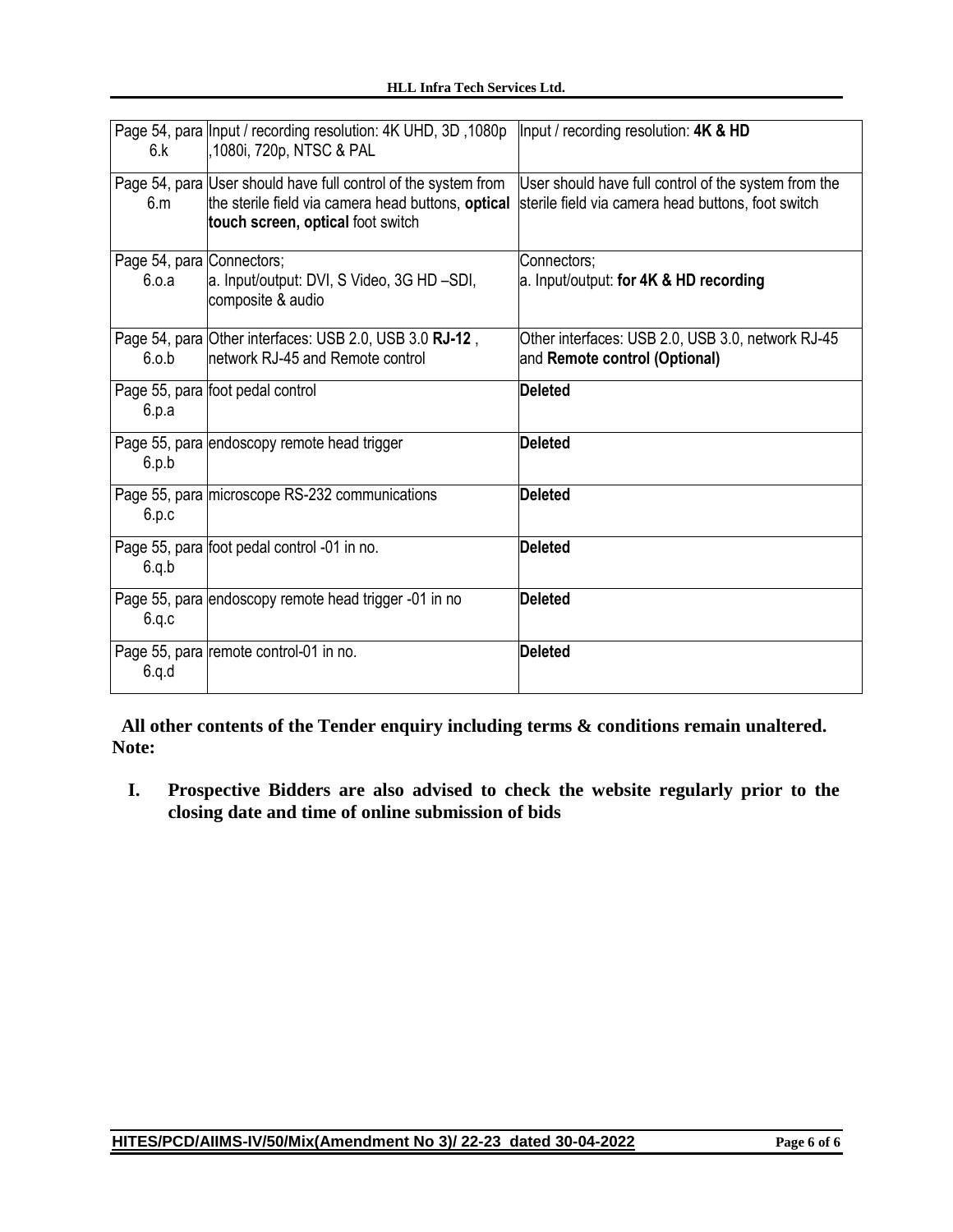| | | |
|---|---|---|
| Page 54, para 6.k | Input / recording resolution: 4K UHD, 3D ,1080p ,1080i, 720p, NTSC & PAL | Input / recording resolution: **4K & HD** |
| Page 54, para 6.m | User should have full control of the system from the sterile field via camera head buttons, **optical touch screen, optical** foot switch | User should have full control of the system from the sterile field via camera head buttons, foot switch |
| Page 54, para 6.o.a | Connectors;<br>a. Input/output: DVI, S Video, 3G HD –SDI, composite & audio | Connectors;<br>a. Input/output: **for 4K & HD recording** |
| Page 54, para 6.o.b | Other interfaces: USB 2.0, USB 3.0 **RJ-12** , network RJ-45 and Remote control | Other interfaces: USB 2.0, USB 3.0, network RJ-45 and **Remote control (Optional)** |
| Page 55, para 6.p.a | foot pedal control | **Deleted** |
| Page 55, para 6.p.b | endoscopy remote head trigger | **Deleted** |
| Page 55, para 6.p.c | microscope RS-232 communications | **Deleted** |
| Page 55, para 6.q.b | foot pedal control -01 in no. | **Deleted** |
| Page 55, para 6.q.c | endoscopy remote head trigger -01 in no | **Deleted** |
| Page 55, para 6.q.d | remote control-01 in no. | **Deleted** |

**All other contents of the Tender enquiry including terms & conditions remain unaltered.**

**Note:**

**I. Prospective Bidders are also advised to check the website regularly prior to the closing date and time of online submission of bids**

**HITES/PCD/AIIMS-IV/50/Mix(Amendment No 3)/ 22-23 dated 30-04-2022**